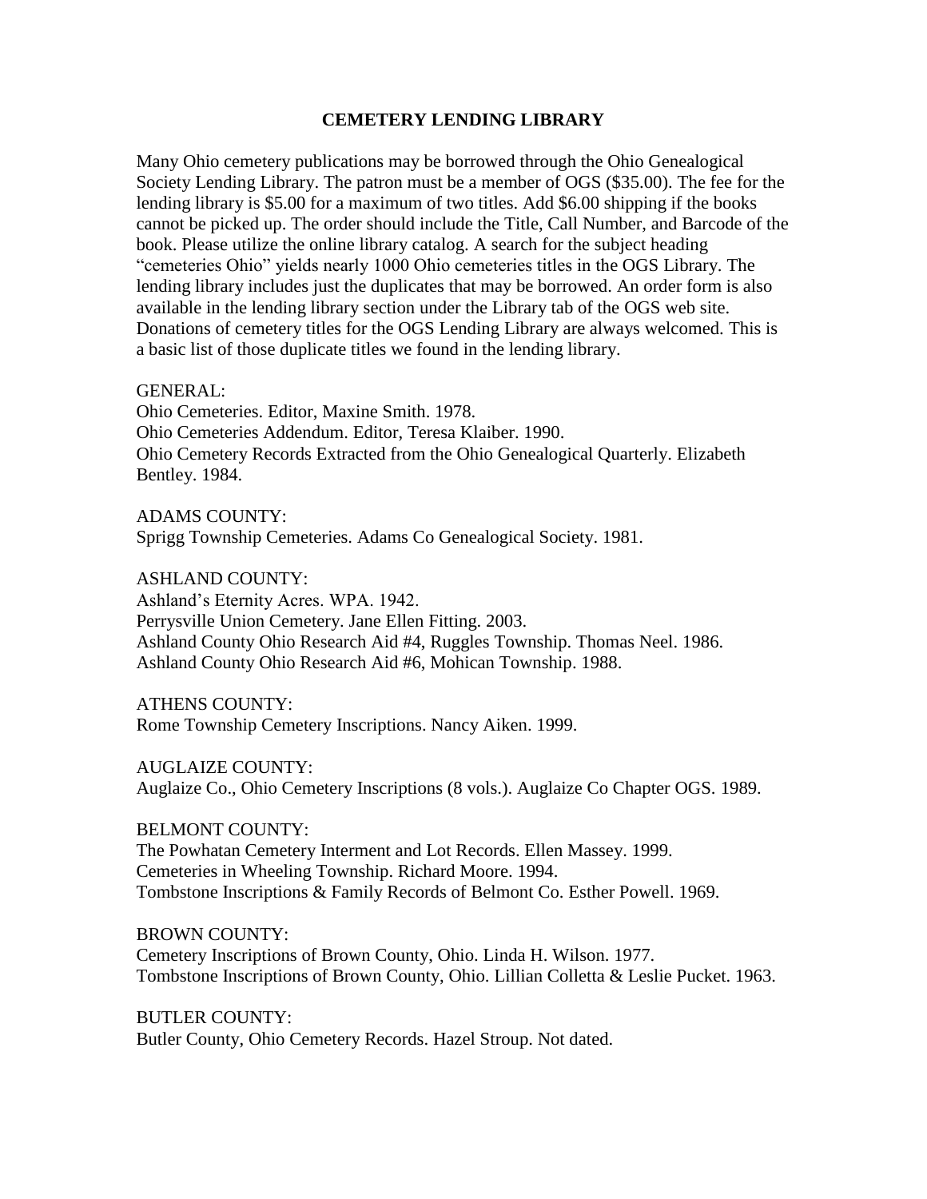# CEMETERY LENDING LIBRARY

Many Ohio cemetery publications may be borrowed through the Ohio Genealogical Society Lending Library. The patron must be a member of OGS ($35.00). The fee for the lending library is $5.00 for a maximum of two titles. Add $6.00 shipping if the books cannot be picked up. The order should include the Title, Call Number, and Barcode of the book. Please utilize the online library catalog. A search for the subject heading "cemeteries Ohio" yields nearly 1000 Ohio cemeteries titles in the OGS Library. The lending library includes just the duplicates that may be borrowed. An order form is also available in the lending library section under the Library tab of the OGS web site. Donations of cemetery titles for the OGS Lending Library are always welcomed. This is a basic list of those duplicate titles we found in the lending library.

GENERAL:
Ohio Cemeteries. Editor, Maxine Smith. 1978.
Ohio Cemeteries Addendum. Editor, Teresa Klaiber. 1990.
Ohio Cemetery Records Extracted from the Ohio Genealogical Quarterly. Elizabeth Bentley. 1984.

ADAMS COUNTY:
Sprigg Township Cemeteries. Adams Co Genealogical Society. 1981.

ASHLAND COUNTY:
Ashland's Eternity Acres. WPA. 1942.
Perrysville Union Cemetery. Jane Ellen Fitting. 2003.
Ashland County Ohio Research Aid #4, Ruggles Township. Thomas Neel. 1986.
Ashland County Ohio Research Aid #6, Mohican Township. 1988.

ATHENS COUNTY:
Rome Township Cemetery Inscriptions. Nancy Aiken. 1999.

AUGLAIZE COUNTY:
Auglaize Co., Ohio Cemetery Inscriptions (8 vols.). Auglaize Co Chapter OGS. 1989.

BELMONT COUNTY:
The Powhatan Cemetery Interment and Lot Records. Ellen Massey. 1999.
Cemeteries in Wheeling Township. Richard Moore. 1994.
Tombstone Inscriptions & Family Records of Belmont Co. Esther Powell. 1969.

BROWN COUNTY:
Cemetery Inscriptions of Brown County, Ohio. Linda H. Wilson. 1977.
Tombstone Inscriptions of Brown County, Ohio. Lillian Colletta & Leslie Pucket. 1963.

BUTLER COUNTY:
Butler County, Ohio Cemetery Records. Hazel Stroup. Not dated.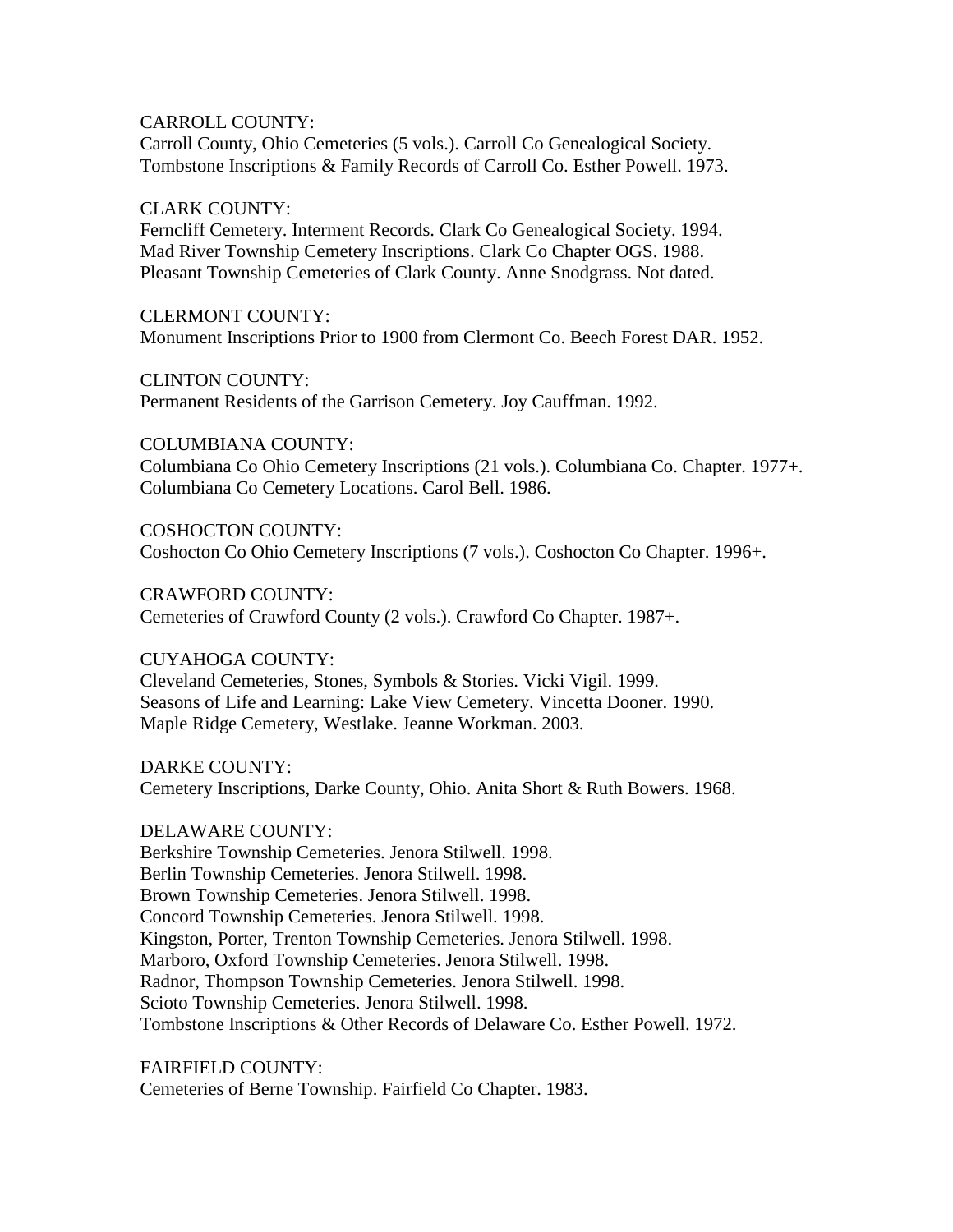CARROLL COUNTY:

Carroll County, Ohio Cemeteries (5 vols.). Carroll Co Genealogical Society.
Tombstone Inscriptions & Family Records of Carroll Co. Esther Powell. 1973.

CLARK COUNTY:

Ferncliff Cemetery. Interment Records. Clark Co Genealogical Society. 1994.
Mad River Township Cemetery Inscriptions. Clark Co Chapter OGS. 1988.
Pleasant Township Cemeteries of Clark County. Anne Snodgrass. Not dated.

CLERMONT COUNTY:

Monument Inscriptions Prior to 1900 from Clermont Co. Beech Forest DAR. 1952.

CLINTON COUNTY:

Permanent Residents of the Garrison Cemetery. Joy Cauffman. 1992.

COLUMBIANA COUNTY:

Columbiana Co Ohio Cemetery Inscriptions (21 vols.). Columbiana Co. Chapter. 1977+.
Columbiana Co Cemetery Locations. Carol Bell. 1986.

COSHOCTON COUNTY:

Coshocton Co Ohio Cemetery Inscriptions (7 vols.). Coshocton Co Chapter. 1996+.

CRAWFORD COUNTY:

Cemeteries of Crawford County (2 vols.). Crawford Co Chapter. 1987+.

CUYAHOGA COUNTY:

Cleveland Cemeteries, Stones, Symbols & Stories. Vicki Vigil. 1999.
Seasons of Life and Learning: Lake View Cemetery. Vincetta Dooner. 1990.
Maple Ridge Cemetery, Westlake. Jeanne Workman. 2003.

DARKE COUNTY:

Cemetery Inscriptions, Darke County, Ohio. Anita Short & Ruth Bowers. 1968.

DELAWARE COUNTY:

Berkshire Township Cemeteries. Jenora Stilwell. 1998.
Berlin Township Cemeteries. Jenora Stilwell. 1998.
Brown Township Cemeteries. Jenora Stilwell. 1998.
Concord Township Cemeteries. Jenora Stilwell. 1998.
Kingston, Porter, Trenton Township Cemeteries. Jenora Stilwell. 1998.
Marboro, Oxford Township Cemeteries. Jenora Stilwell. 1998.
Radnor, Thompson Township Cemeteries. Jenora Stilwell. 1998.
Scioto Township Cemeteries. Jenora Stilwell. 1998.
Tombstone Inscriptions & Other Records of Delaware Co. Esther Powell. 1972.

FAIRFIELD COUNTY:

Cemeteries of Berne Township. Fairfield Co Chapter. 1983.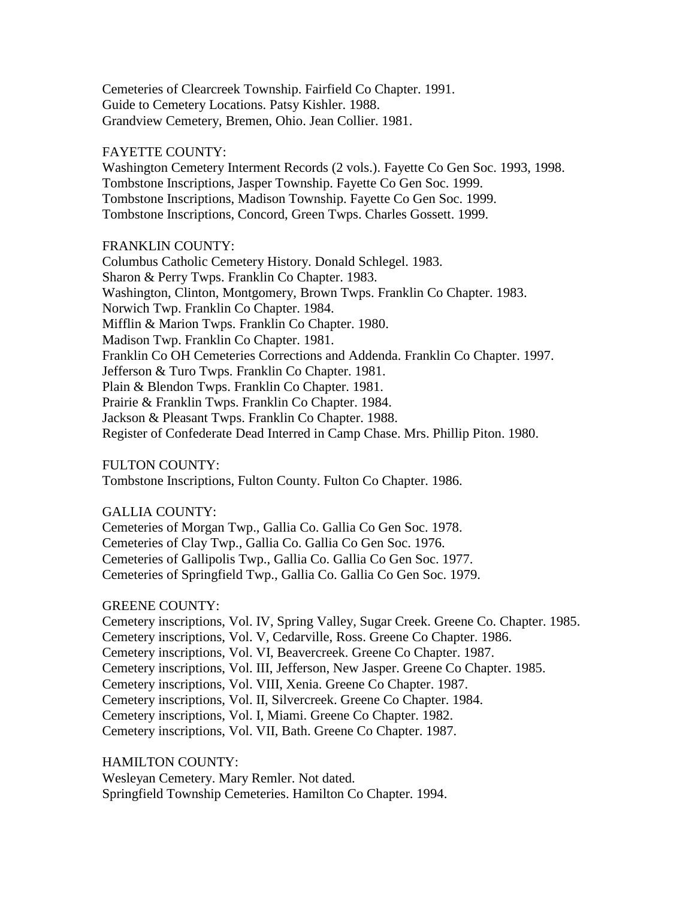Cemeteries of Clearcreek Township. Fairfield Co Chapter. 1991.
Guide to Cemetery Locations. Patsy Kishler. 1988.
Grandview Cemetery, Bremen, Ohio. Jean Collier. 1981.

FAYETTE COUNTY:
Washington Cemetery Interment Records (2 vols.). Fayette Co Gen Soc. 1993, 1998.
Tombstone Inscriptions, Jasper Township. Fayette Co Gen Soc. 1999.
Tombstone Inscriptions, Madison Township. Fayette Co Gen Soc. 1999.
Tombstone Inscriptions, Concord, Green Twps. Charles Gossett. 1999.

FRANKLIN COUNTY:
Columbus Catholic Cemetery History. Donald Schlegel. 1983.
Sharon & Perry Twps. Franklin Co Chapter. 1983.
Washington, Clinton, Montgomery, Brown Twps. Franklin Co Chapter. 1983.
Norwich Twp. Franklin Co Chapter. 1984.
Mifflin & Marion Twps. Franklin Co Chapter. 1980.
Madison Twp. Franklin Co Chapter. 1981.
Franklin Co OH Cemeteries Corrections and Addenda. Franklin Co Chapter. 1997.
Jefferson & Turo Twps. Franklin Co Chapter. 1981.
Plain & Blendon Twps. Franklin Co Chapter. 1981.
Prairie & Franklin Twps. Franklin Co Chapter. 1984.
Jackson & Pleasant Twps. Franklin Co Chapter. 1988.
Register of Confederate Dead Interred in Camp Chase. Mrs. Phillip Piton. 1980.

FULTON COUNTY:
Tombstone Inscriptions, Fulton County. Fulton Co Chapter. 1986.

GALLIA COUNTY:
Cemeteries of Morgan Twp., Gallia Co. Gallia Co Gen Soc. 1978.
Cemeteries of Clay Twp., Gallia Co. Gallia Co Gen Soc. 1976.
Cemeteries of Gallipolis Twp., Gallia Co. Gallia Co Gen Soc. 1977.
Cemeteries of Springfield Twp., Gallia Co. Gallia Co Gen Soc. 1979.

GREENE COUNTY:
Cemetery inscriptions, Vol. IV, Spring Valley, Sugar Creek. Greene Co. Chapter. 1985.
Cemetery inscriptions, Vol. V, Cedarville, Ross. Greene Co Chapter. 1986.
Cemetery inscriptions, Vol. VI, Beavercreek. Greene Co Chapter. 1987.
Cemetery inscriptions, Vol. III, Jefferson, New Jasper. Greene Co Chapter. 1985.
Cemetery inscriptions, Vol. VIII, Xenia. Greene Co Chapter. 1987.
Cemetery inscriptions, Vol. II, Silvercreek. Greene Co Chapter. 1984.
Cemetery inscriptions, Vol. I, Miami. Greene Co Chapter. 1982.
Cemetery inscriptions, Vol. VII, Bath. Greene Co Chapter. 1987.

HAMILTON COUNTY:
Wesleyan Cemetery. Mary Remler. Not dated.
Springfield Township Cemeteries. Hamilton Co Chapter. 1994.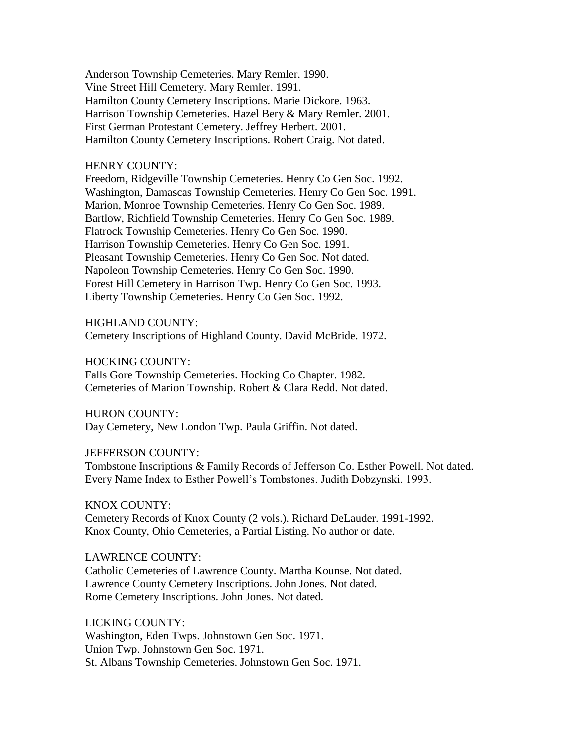Anderson Township Cemeteries. Mary Remler. 1990.
Vine Street Hill Cemetery. Mary Remler. 1991.
Hamilton County Cemetery Inscriptions. Marie Dickore. 1963.
Harrison Township Cemeteries. Hazel Bery & Mary Remler. 2001.
First German Protestant Cemetery. Jeffrey Herbert. 2001.
Hamilton County Cemetery Inscriptions. Robert Craig. Not dated.

HENRY COUNTY:
Freedom, Ridgeville Township Cemeteries. Henry Co Gen Soc. 1992.
Washington, Damascas Township Cemeteries. Henry Co Gen Soc. 1991.
Marion, Monroe Township Cemeteries. Henry Co Gen Soc. 1989.
Bartlow, Richfield Township Cemeteries. Henry Co Gen Soc. 1989.
Flatrock Township Cemeteries. Henry Co Gen Soc. 1990.
Harrison Township Cemeteries. Henry Co Gen Soc. 1991.
Pleasant Township Cemeteries. Henry Co Gen Soc. Not dated.
Napoleon Township Cemeteries. Henry Co Gen Soc. 1990.
Forest Hill Cemetery in Harrison Twp. Henry Co Gen Soc. 1993.
Liberty Township Cemeteries. Henry Co Gen Soc. 1992.

HIGHLAND COUNTY:
Cemetery Inscriptions of Highland County. David McBride. 1972.

HOCKING COUNTY:
Falls Gore Township Cemeteries. Hocking Co Chapter. 1982.
Cemeteries of Marion Township. Robert & Clara Redd. Not dated.

HURON COUNTY:
Day Cemetery, New London Twp. Paula Griffin. Not dated.

JEFFERSON COUNTY:
Tombstone Inscriptions & Family Records of Jefferson Co. Esther Powell. Not dated.
Every Name Index to Esther Powell's Tombstones. Judith Dobzynski. 1993.

KNOX COUNTY:
Cemetery Records of Knox County (2 vols.). Richard DeLauder. 1991-1992.
Knox County, Ohio Cemeteries, a Partial Listing. No author or date.

LAWRENCE COUNTY:
Catholic Cemeteries of Lawrence County. Martha Kounse. Not dated.
Lawrence County Cemetery Inscriptions. John Jones. Not dated.
Rome Cemetery Inscriptions. John Jones. Not dated.

LICKING COUNTY:
Washington, Eden Twps. Johnstown Gen Soc. 1971.
Union Twp. Johnstown Gen Soc. 1971.
St. Albans Township Cemeteries. Johnstown Gen Soc. 1971.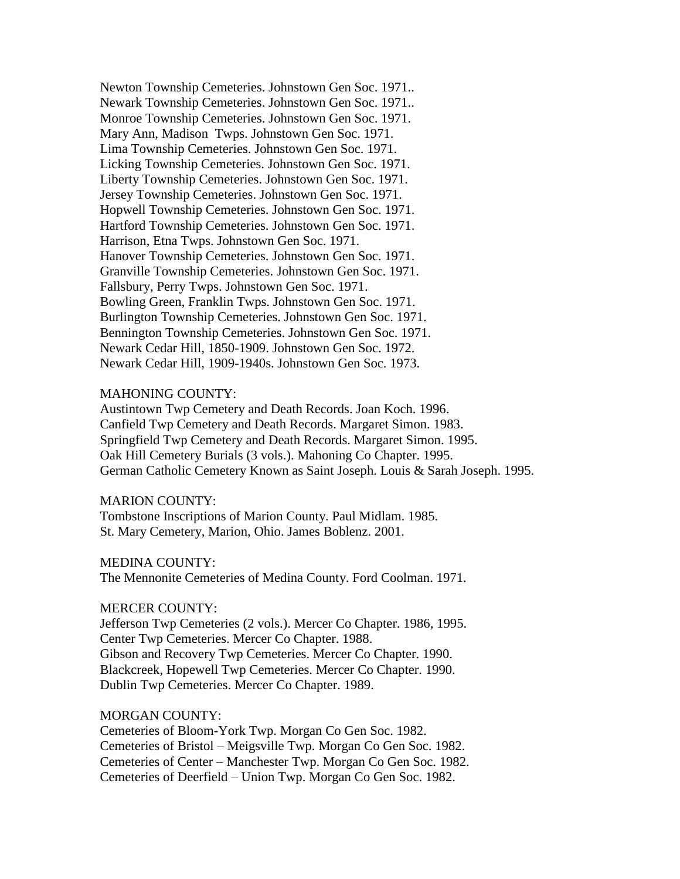Newton Township Cemeteries. Johnstown Gen Soc. 1971..
Newark Township Cemeteries. Johnstown Gen Soc. 1971..
Monroe Township Cemeteries. Johnstown Gen Soc. 1971.
Mary Ann, Madison Twps. Johnstown Gen Soc. 1971.
Lima Township Cemeteries. Johnstown Gen Soc. 1971.
Licking Township Cemeteries. Johnstown Gen Soc. 1971.
Liberty Township Cemeteries. Johnstown Gen Soc. 1971.
Jersey Township Cemeteries. Johnstown Gen Soc. 1971.
Hopwell Township Cemeteries. Johnstown Gen Soc. 1971.
Hartford Township Cemeteries. Johnstown Gen Soc. 1971.
Harrison, Etna Twps. Johnstown Gen Soc. 1971.
Hanover Township Cemeteries. Johnstown Gen Soc. 1971.
Granville Township Cemeteries. Johnstown Gen Soc. 1971.
Fallsbury, Perry Twps. Johnstown Gen Soc. 1971.
Bowling Green, Franklin Twps. Johnstown Gen Soc. 1971.
Burlington Township Cemeteries. Johnstown Gen Soc. 1971.
Bennington Township Cemeteries. Johnstown Gen Soc. 1971.
Newark Cedar Hill, 1850-1909. Johnstown Gen Soc. 1972.
Newark Cedar Hill, 1909-1940s. Johnstown Gen Soc. 1973.

MAHONING COUNTY:
Austintown Twp Cemetery and Death Records. Joan Koch. 1996.
Canfield Twp Cemetery and Death Records. Margaret Simon. 1983.
Springfield Twp Cemetery and Death Records. Margaret Simon. 1995.
Oak Hill Cemetery Burials (3 vols.). Mahoning Co Chapter. 1995.
German Catholic Cemetery Known as Saint Joseph. Louis & Sarah Joseph. 1995.

MARION COUNTY:
Tombstone Inscriptions of Marion County. Paul Midlam. 1985.
St. Mary Cemetery, Marion, Ohio. James Boblenz. 2001.

MEDINA COUNTY:
The Mennonite Cemeteries of Medina County. Ford Coolman. 1971.

MERCER COUNTY:
Jefferson Twp Cemeteries (2 vols.). Mercer Co Chapter. 1986, 1995.
Center Twp Cemeteries. Mercer Co Chapter. 1988.
Gibson and Recovery Twp Cemeteries. Mercer Co Chapter. 1990.
Blackcreek, Hopewell Twp Cemeteries. Mercer Co Chapter. 1990.
Dublin Twp Cemeteries. Mercer Co Chapter. 1989.

MORGAN COUNTY:
Cemeteries of Bloom-York Twp. Morgan Co Gen Soc. 1982.
Cemeteries of Bristol – Meigsville Twp. Morgan Co Gen Soc. 1982.
Cemeteries of Center – Manchester Twp. Morgan Co Gen Soc. 1982.
Cemeteries of Deerfield – Union Twp. Morgan Co Gen Soc. 1982.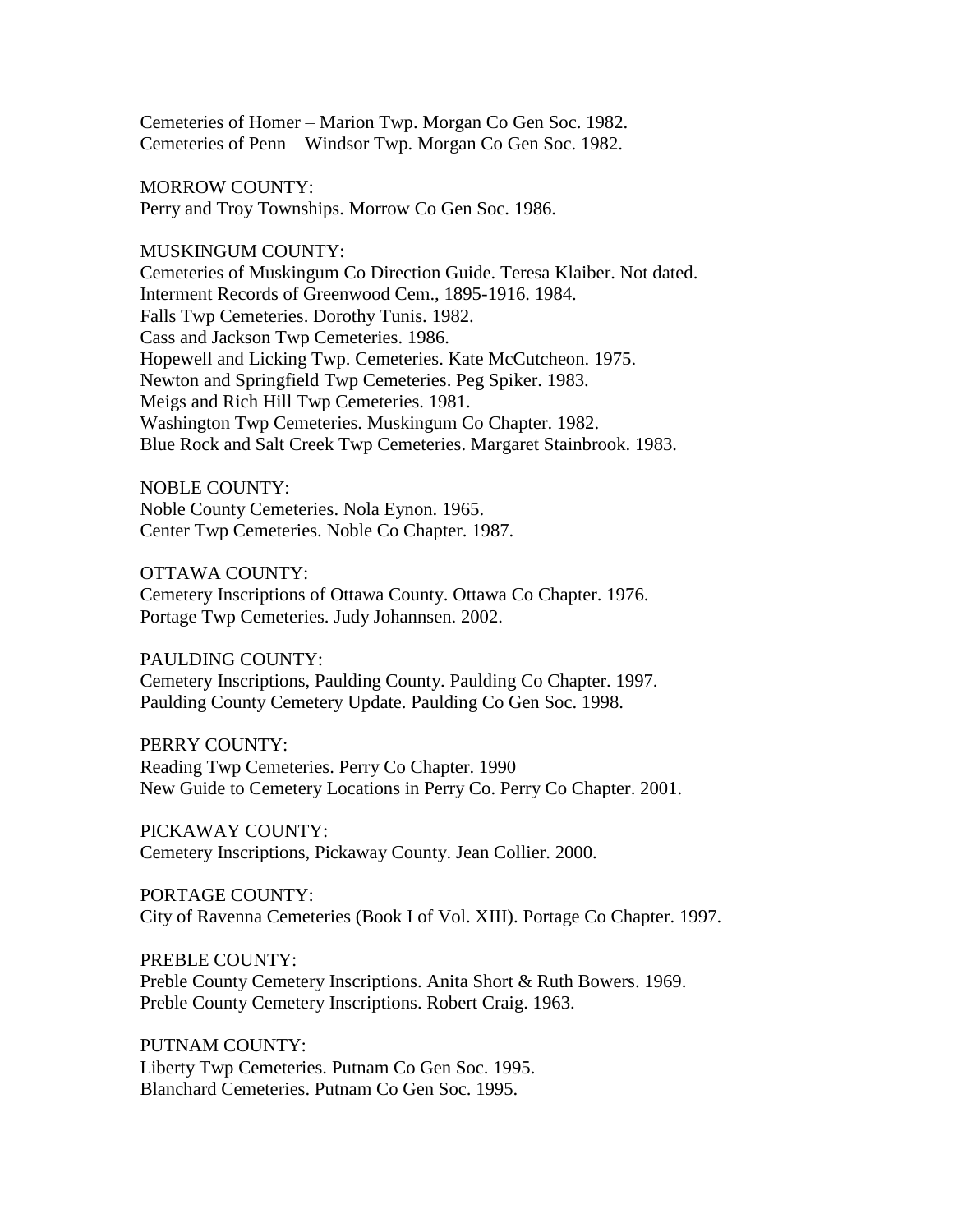Cemeteries of Homer – Marion Twp. Morgan Co Gen Soc. 1982.
Cemeteries of Penn – Windsor Twp. Morgan Co Gen Soc. 1982.

MORROW COUNTY:
Perry and Troy Townships. Morrow Co Gen Soc. 1986.

MUSKINGUM COUNTY:
Cemeteries of Muskingum Co Direction Guide. Teresa Klaiber. Not dated.
Interment Records of Greenwood Cem., 1895-1916. 1984.
Falls Twp Cemeteries. Dorothy Tunis. 1982.
Cass and Jackson Twp Cemeteries. 1986.
Hopewell and Licking Twp. Cemeteries. Kate McCutcheon. 1975.
Newton and Springfield Twp Cemeteries. Peg Spiker. 1983.
Meigs and Rich Hill Twp Cemeteries. 1981.
Washington Twp Cemeteries. Muskingum Co Chapter. 1982.
Blue Rock and Salt Creek Twp Cemeteries. Margaret Stainbrook. 1983.

NOBLE COUNTY:
Noble County Cemeteries. Nola Eynon. 1965.
Center Twp Cemeteries. Noble Co Chapter. 1987.

OTTAWA COUNTY:
Cemetery Inscriptions of Ottawa County. Ottawa Co Chapter. 1976.
Portage Twp Cemeteries. Judy Johannsen. 2002.

PAULDING COUNTY:
Cemetery Inscriptions, Paulding County. Paulding Co Chapter. 1997.
Paulding County Cemetery Update. Paulding Co Gen Soc. 1998.

PERRY COUNTY:
Reading Twp Cemeteries. Perry Co Chapter. 1990
New Guide to Cemetery Locations in Perry Co. Perry Co Chapter. 2001.

PICKAWAY COUNTY:
Cemetery Inscriptions, Pickaway County. Jean Collier. 2000.

PORTAGE COUNTY:
City of Ravenna Cemeteries (Book I of Vol. XIII). Portage Co Chapter. 1997.

PREBLE COUNTY:
Preble County Cemetery Inscriptions. Anita Short & Ruth Bowers. 1969.
Preble County Cemetery Inscriptions. Robert Craig. 1963.

PUTNAM COUNTY:
Liberty Twp Cemeteries. Putnam Co Gen Soc. 1995.
Blanchard Cemeteries. Putnam Co Gen Soc. 1995.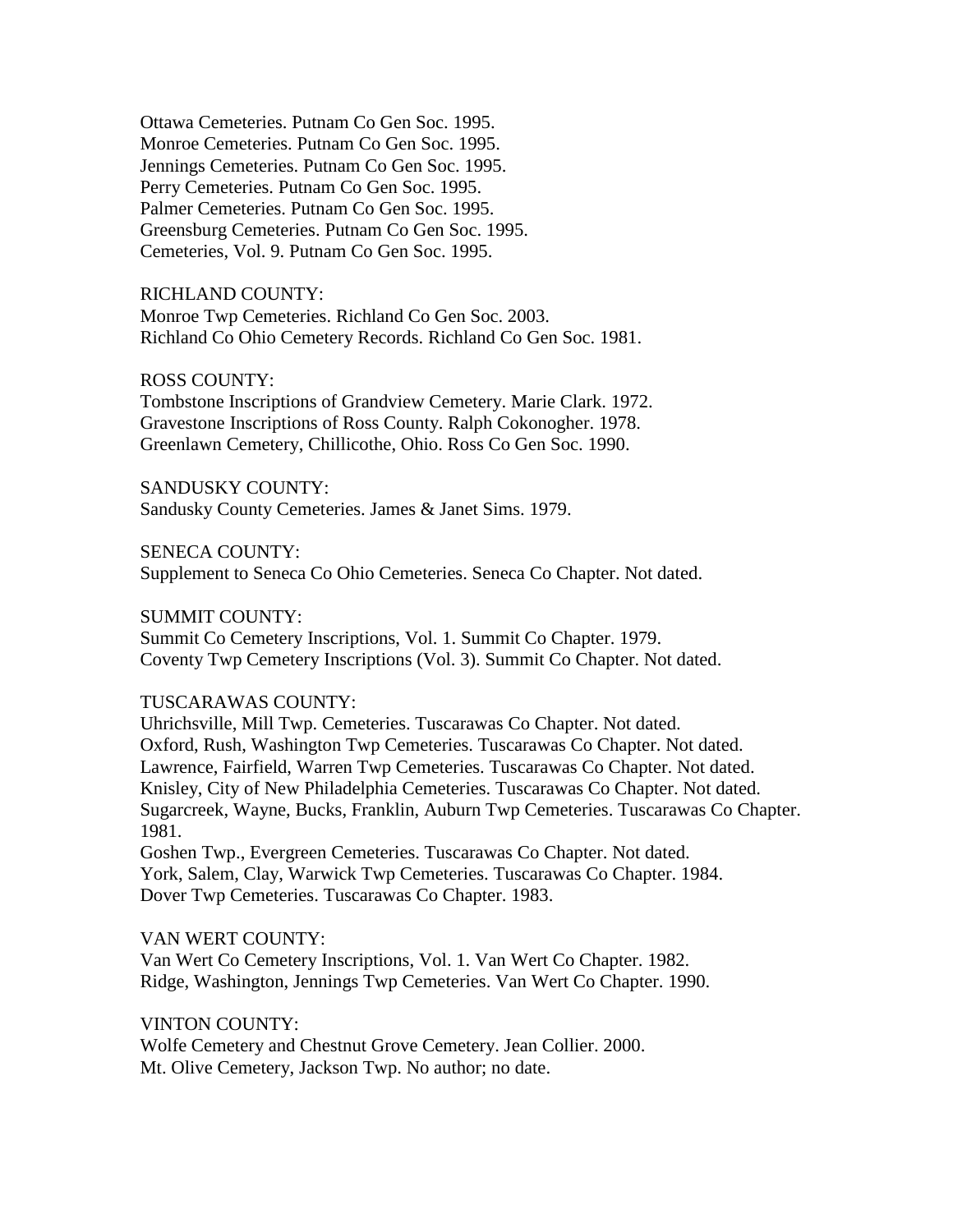Ottawa Cemeteries. Putnam Co Gen Soc. 1995.
Monroe Cemeteries. Putnam Co Gen Soc. 1995.
Jennings Cemeteries. Putnam Co Gen Soc. 1995.
Perry Cemeteries. Putnam Co Gen Soc. 1995.
Palmer Cemeteries. Putnam Co Gen Soc. 1995.
Greensburg Cemeteries. Putnam Co Gen Soc. 1995.
Cemeteries, Vol. 9. Putnam Co Gen Soc. 1995.

RICHLAND COUNTY:
Monroe Twp Cemeteries. Richland Co Gen Soc. 2003.
Richland Co Ohio Cemetery Records. Richland Co Gen Soc. 1981.

ROSS COUNTY:
Tombstone Inscriptions of Grandview Cemetery. Marie Clark. 1972.
Gravestone Inscriptions of Ross County. Ralph Cokonogher. 1978.
Greenlawn Cemetery, Chillicothe, Ohio. Ross Co Gen Soc. 1990.

SANDUSKY COUNTY:
Sandusky County Cemeteries. James & Janet Sims. 1979.

SENECA COUNTY:
Supplement to Seneca Co Ohio Cemeteries. Seneca Co Chapter. Not dated.

SUMMIT COUNTY:
Summit Co Cemetery Inscriptions, Vol. 1. Summit Co Chapter. 1979.
Coventy Twp Cemetery Inscriptions (Vol. 3). Summit Co Chapter. Not dated.

TUSCARAWAS COUNTY:
Uhrichsville, Mill Twp. Cemeteries. Tuscarawas Co Chapter. Not dated.
Oxford, Rush, Washington Twp Cemeteries. Tuscarawas Co Chapter. Not dated.
Lawrence, Fairfield, Warren Twp Cemeteries. Tuscarawas Co Chapter. Not dated.
Knisley, City of New Philadelphia Cemeteries. Tuscarawas Co Chapter. Not dated.
Sugarcreek, Wayne, Bucks, Franklin, Auburn Twp Cemeteries. Tuscarawas Co Chapter. 1981.
Goshen Twp., Evergreen Cemeteries. Tuscarawas Co Chapter. Not dated.
York, Salem, Clay, Warwick Twp Cemeteries. Tuscarawas Co Chapter. 1984.
Dover Twp Cemeteries. Tuscarawas Co Chapter. 1983.

VAN WERT COUNTY:
Van Wert Co Cemetery Inscriptions, Vol. 1. Van Wert Co Chapter. 1982.
Ridge, Washington, Jennings Twp Cemeteries. Van Wert Co Chapter. 1990.

VINTON COUNTY:
Wolfe Cemetery and Chestnut Grove Cemetery. Jean Collier. 2000.
Mt. Olive Cemetery, Jackson Twp. No author; no date.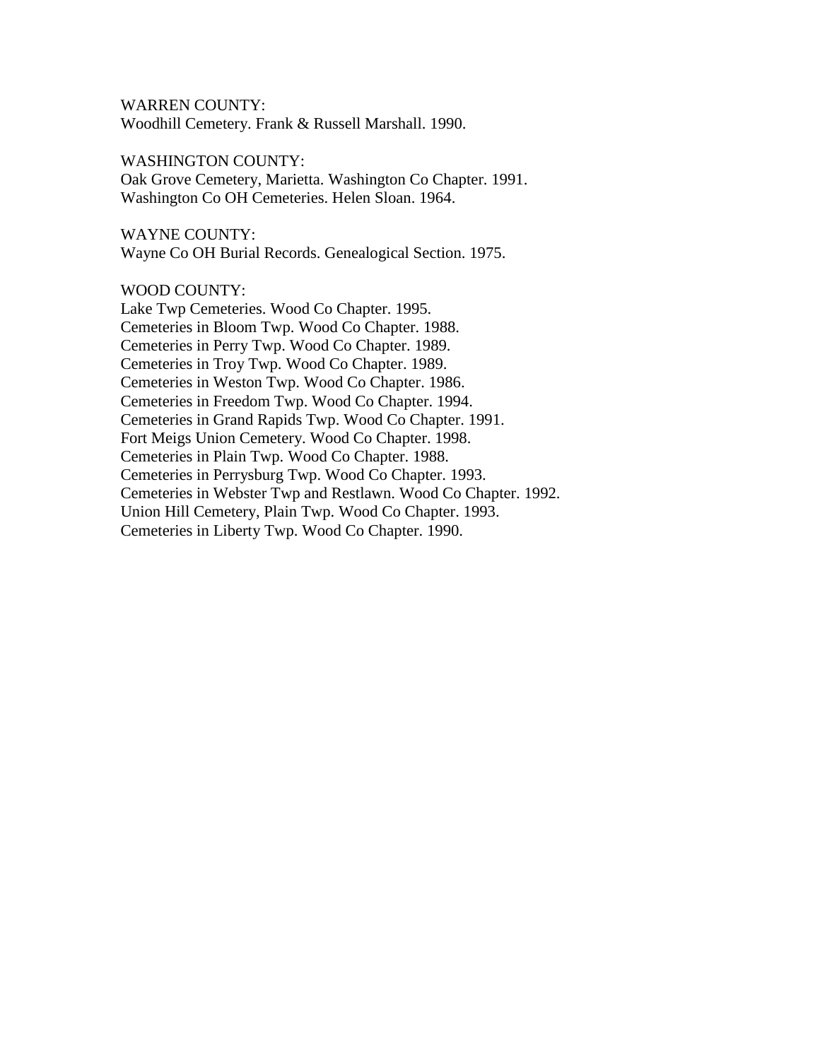WARREN COUNTY:
Woodhill Cemetery. Frank & Russell Marshall. 1990.

WASHINGTON COUNTY:
Oak Grove Cemetery, Marietta. Washington Co Chapter. 1991.
Washington Co OH Cemeteries. Helen Sloan. 1964.

WAYNE COUNTY:
Wayne Co OH Burial Records. Genealogical Section. 1975.

WOOD COUNTY:
Lake Twp Cemeteries. Wood Co Chapter. 1995.
Cemeteries in Bloom Twp. Wood Co Chapter. 1988.
Cemeteries in Perry Twp. Wood Co Chapter. 1989.
Cemeteries in Troy Twp. Wood Co Chapter. 1989.
Cemeteries in Weston Twp. Wood Co Chapter. 1986.
Cemeteries in Freedom Twp. Wood Co Chapter. 1994.
Cemeteries in Grand Rapids Twp. Wood Co Chapter. 1991.
Fort Meigs Union Cemetery. Wood Co Chapter. 1998.
Cemeteries in Plain Twp. Wood Co Chapter. 1988.
Cemeteries in Perrysburg Twp. Wood Co Chapter. 1993.
Cemeteries in Webster Twp and Restlawn. Wood Co Chapter. 1992.
Union Hill Cemetery, Plain Twp. Wood Co Chapter. 1993.
Cemeteries in Liberty Twp. Wood Co Chapter. 1990.